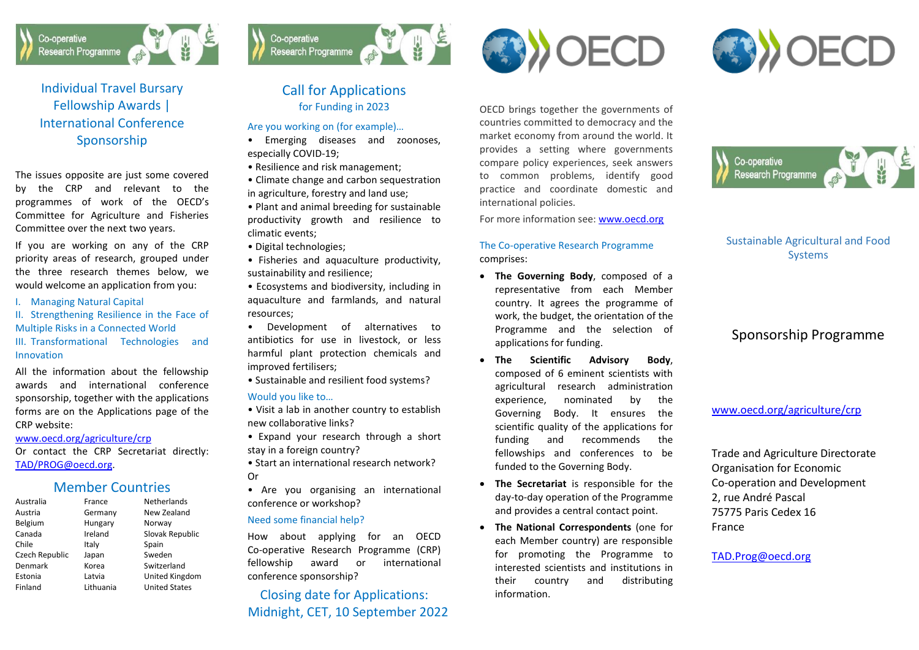Co-operative Research Programme

# Individual Travel Bursary Fellowship Awards | International Conference Sponsorship

The issues opposite are just some covered by the CRP and relevant to the programmes of work of the OECD's Committee for Agriculture and Fisheries Committee over the next two years.

If you are working on any of the CRP priority areas of research, grouped under the three research themes below, we would welcome an application from you:

I. Managing Natural Capital
II. Strengthening Resilience in the Face of Multiple Risks in a Connected World
III. Transformational Technologies and Innovation

All the information about the fellowship awards and international conference sponsorship, together with the applications forms are on the Applications page of the CRP website:

www.oecd.org/agriculture/crp

Or contact the CRP Secretariat directly: TAD/PROG@oecd.org.

## Member Countries

| | | |
|---|---|---|
| Australia | France | Netherlands |
| Austria | Germany | New Zealand |
| Belgium | Hungary | Norway |
| Canada | Ireland | Slovak Republic |
| Chile | Italy | Spain |
| Czech Republic | Japan | Sweden |
| Denmark | Korea | Switzerland |
| Estonia | Latvia | United Kingdom |
| Finland | Lithuania | United States |

Co-operative Research Programme

# Call for Applications
## for Funding in 2023

### Are you working on (for example)...

- Emerging diseases and zoonoses, especially COVID-19;
- Resilience and risk management;
- Climate change and carbon sequestration in agriculture, forestry and land use;
- Plant and animal breeding for sustainable productivity growth and resilience to climatic events;
- Digital technologies;
- Fisheries and aquaculture productivity, sustainability and resilience;
- Ecosystems and biodiversity, including in aquaculture and farmlands, and natural resources;
- Development of alternatives to antibiotics for use in livestock, or less harmful plant protection chemicals and improved fertilisers;
- Sustainable and resilient food systems?

### Would you like to...

- Visit a lab in another country to establish new collaborative links?
- Expand your research through a short stay in a foreign country?
- Start an international research network?

Or

- Are you organising an international conference or workshop?

### Need some financial help?

How about applying for an OECD Co-operative Research Programme (CRP) fellowship award or international conference sponsorship?

## Closing date for Applications: Midnight, CET, 10 September 2022

OECD

OECD brings together the governments of countries committed to democracy and the market economy from around the world. It provides a setting where governments compare policy experiences, seek answers to common problems, identify good practice and coordinate domestic and international policies.

For more information see: www.oecd.org

### The Co-operative Research Programme

comprises:

- **The Governing Body**, composed of a representative from each Member country. It agrees the programme of work, the budget, the orientation of the Programme and the selection of applications for funding.
- **The Scientific Advisory Body**, composed of 6 eminent scientists with agricultural research administration experience, nominated by the Governing Body. It ensures the scientific quality of the applications for funding and recommends the fellowships and conferences to be funded to the Governing Body.
- **The Secretariat** is responsible for the day-to-day operation of the Programme and provides a central contact point.
- **The National Correspondents** (one for each Member country) are responsible for promoting the Programme to interested scientists and institutions in their country and distributing information.

OECD

Co-operative Research Programme

Sustainable Agricultural and Food Systems

## Sponsorship Programme

www.oecd.org/agriculture/crp

Trade and Agriculture Directorate
Organisation for Economic Co-operation and Development
2, rue André Pascal
75775 Paris Cedex 16
France

TAD.Prog@oecd.org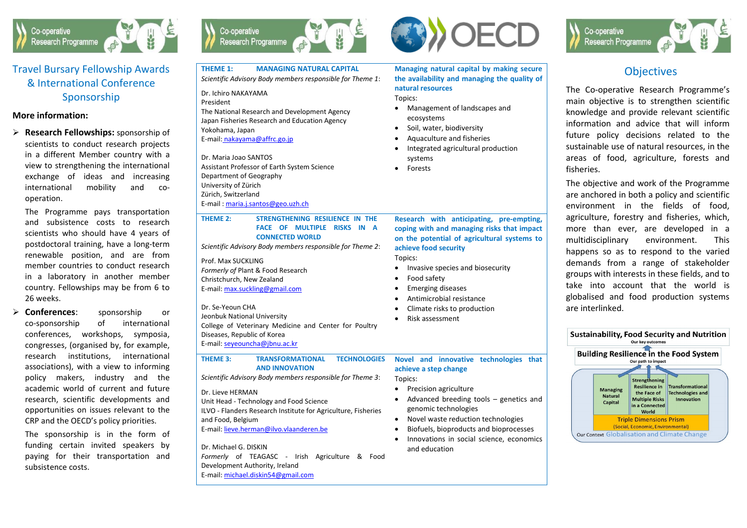# Travel Bursary Fellowship Awards & International Conference Sponsorship

**More information:**

- **Research Fellowships:** sponsorship of scientists to conduct research projects in a different Member country with a view to strengthening the international exchange of ideas and increasing international mobility and co-operation.

  The Programme pays transportation and subsistence costs to research scientists who should have 4 years of postdoctoral training, have a long-term renewable position, and are from member countries to conduct research in a laboratory in another member country. Fellowships may be from 6 to 26 weeks.

- **Conferences**: sponsorship or co-sponsorship of international conferences, workshops, symposia, congresses, (organised by, for example, research institutions, international associations), with a view to informing policy makers, industry and the academic world of current and future research, scientific developments and opportunities on issues relevant to the CRP and the OECD's policy priorities.

  The sponsorship is in the form of funding certain invited speakers by paying for their transportation and subsistence costs.

**THEME 1: MANAGING NATURAL CAPITAL**

*Scientific Advisory Body members responsible for Theme 1*:

Dr. Ichiro NAKAYAMA
President
The National Research and Development Agency
Japan Fisheries Research and Education Agency
Yokohama, Japan
E-mail: nakayama@affrc.go.jp

Dr. Maria Joao SANTOS
Assistant Professor of Earth System Science
Department of Geography
University of Zürich
Zürich, Switzerland
E-mail : maria.j.santos@geo.uzh.ch

**Managing natural capital by making secure the availability and managing the quality of natural resources**

Topics:

- Management of landscapes and ecosystems
- Soil, water, biodiversity
- Aquaculture and fisheries
- Integrated agricultural production systems
- Forests

**THEME 2: STRENGTHENING RESILIENCE IN THE FACE OF MULTIPLE RISKS IN A CONNECTED WORLD**

*Scientific Advisory Body members responsible for Theme 2*:

Prof. Max SUCKLING
*Formerly of* Plant & Food Research
Christchurch, New Zealand
E-mail: max.suckling@gmail.com

Dr. Se-Yeoun CHA
Jeonbuk National University
College of Veterinary Medicine and Center for Poultry Diseases, Republic of Korea
E-mail: seyeouncha@jbnu.ac.kr

**Research with anticipating, pre-empting, coping with and managing risks that impact on the potential of agricultural systems to achieve food security**

Topics:

- Invasive species and biosecurity
- Food safety
- Emerging diseases
- Antimicrobial resistance
- Climate risks to production
- Risk assessment

**THEME 3: TRANSFORMATIONAL TECHNOLOGIES AND INNOVATION**

*Scientific Advisory Body members responsible for Theme 3*:

Dr. Lieve HERMAN
Unit Head - Technology and Food Science
ILVO - Flanders Research Institute for Agriculture, Fisheries and Food, Belgium
E-mail: lieve.herman@ilvo.vlaanderen.be

Dr. Michael G. DISKIN
*Formerly* of TEAGASC - Irish Agriculture & Food Development Authority, Ireland
E-mail: michael.diskin54@gmail.com

**Novel and innovative technologies that achieve a step change**

Topics:

- Precision agriculture
- Advanced breeding tools – genetics and genomic technologies
- Novel waste reduction technologies
- Biofuels, bioproducts and bioprocesses
- Innovations in social science, economics and education

# Objectives

The Co-operative Research Programme's main objective is to strengthen scientific knowledge and provide relevant scientific information and advice that will inform future policy decisions related to the sustainable use of natural resources, in the areas of food, agriculture, forests and fisheries.

The objective and work of the Programme are anchored in both a policy and scientific environment in the fields of food, agriculture, forestry and fisheries, which, more than ever, are developed in a multidisciplinary environment. This happens so as to respond to the varied demands from a range of stakeholder groups with interests in these fields, and to take into account that the world is globalised and food production systems are interlinked.

Sustainability, Food Security and Nutrition
Our key outcomes
Building Resilience in the Food System
Our path to impact
Managing Natural Capital
Strengthening Resilience in the Face of Multiple Risks in a Connected World
Transformational Technologies and Innovation
Triple Dimensions Prism
(Social, Economic, Environmental)
Our Context Globalisation and Climate Change